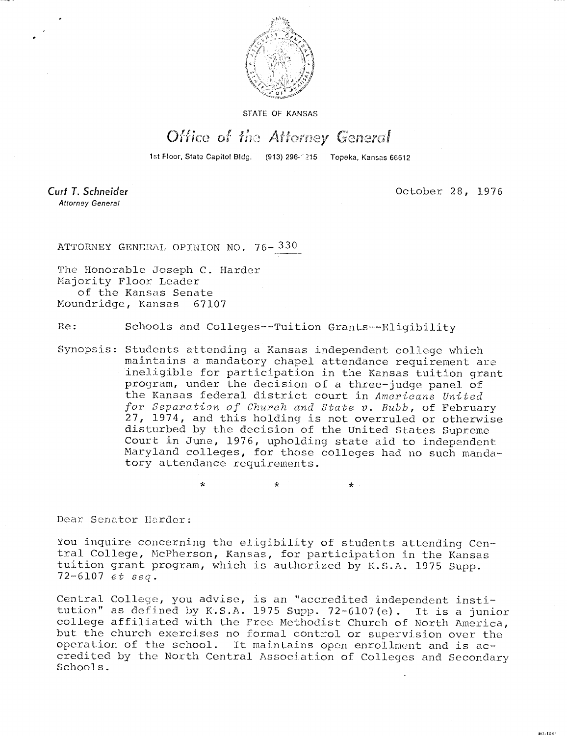STATE OF KANSAS

# Office of the Attorney General

1st Floor, State Capitol Bldg. (913) 296-2215 Topeka, Kansas 66612

**Curt T. Schneider**
*Attorney General*

October 28, 1976

ATTORNEY GENERAL OPINION NO. 76-330

The Honorable Joseph C. Harder
Majority Floor Leader
of the Kansas Senate
Moundridge, Kansas 67107

Re: Schools and Colleges--Tuition Grants--Eligibility

Synopsis: Students attending a Kansas independent college which maintains a mandatory chapel attendance requirement are ineligible for participation in the Kansas tuition grant program, under the decision of a three-judge panel of the Kansas federal district court in *Americans United for Separation of Church and State v. Bubb*, of February 27, 1974, and this holding is not overruled or otherwise disturbed by the decision of the United States Supreme Court in June, 1976, upholding state aid to independent Maryland colleges, for those colleges had no such mandatory attendance requirements.

\* \* \*

Dear Senator Harder:

You inquire concerning the eligibility of students attending Central College, McPherson, Kansas, for participation in the Kansas tuition grant program, which is authorized by K.S.A. 1975 Supp. 72-6107 *et seq.*

Central College, you advise, is an "accredited independent institution" as defined by K.S.A. 1975 Supp. 72-6107(e). It is a junior college affiliated with the Free Methodist Church of North America, but the church exercises no formal control or supervision over the operation of the school. It maintains open enrollment and is accredited by the North Central Association of Colleges and Secondary Schools.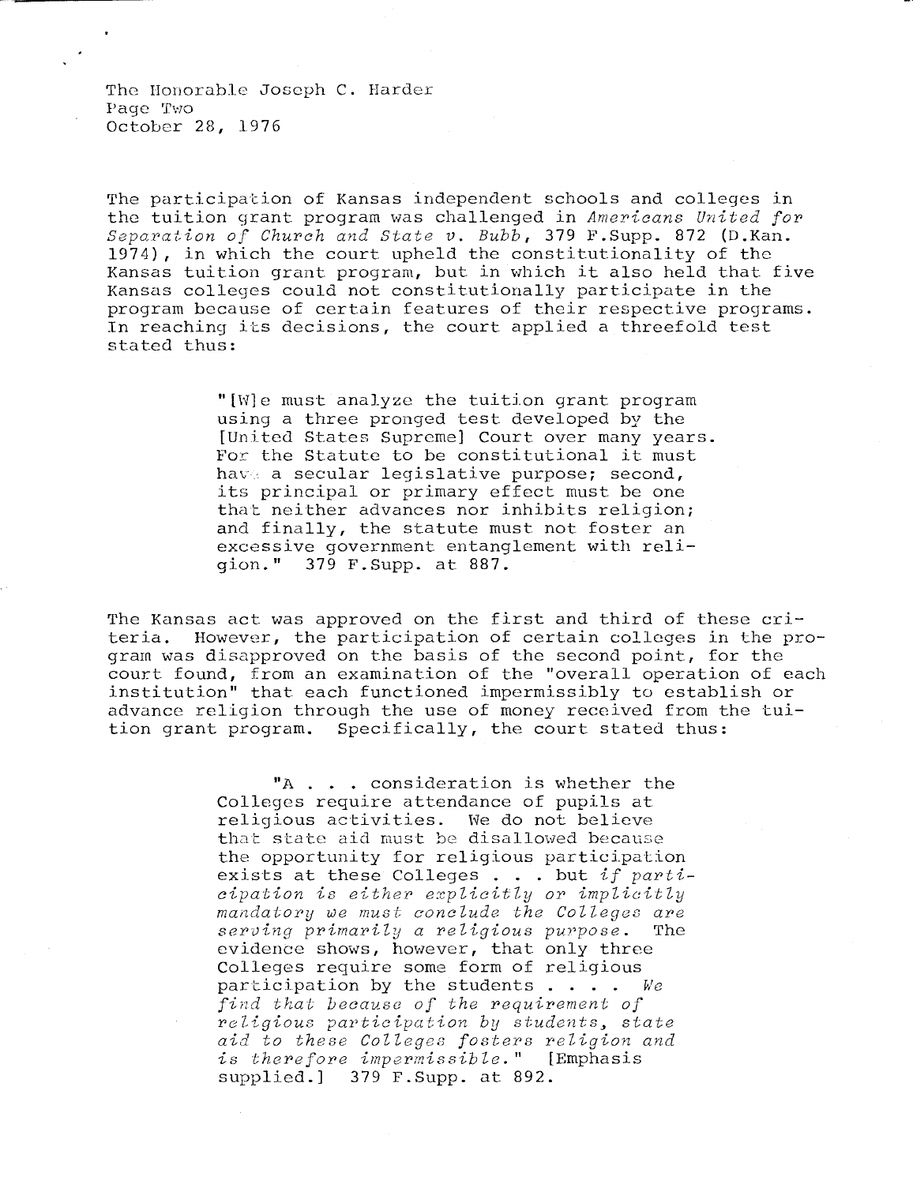The participation of Kansas independent schools and colleges in the tuition grant program was challenged in *Americans United for Separation of Church and State v. Bubb*, 379 F.Supp. 872 (D.Kan. 1974), in which the court upheld the constitutionality of the Kansas tuition grant program, but in which it also held that five Kansas colleges could not constitutionally participate in the program because of certain features of their respective programs. In reaching its decisions, the court applied a threefold test stated thus:

> "[W]e must analyze the tuition grant program using a three pronged test developed by the [United States Supreme] Court over many years. For the Statute to be constitutional it must have a secular legislative purpose; second, its principal or primary effect must be one that neither advances nor inhibits religion; and finally, the statute must not foster an excessive government entanglement with religion." 379 F.Supp. at 887.

The Kansas act was approved on the first and third of these criteria. However, the participation of certain colleges in the program was disapproved on the basis of the second point, for the court found, from an examination of the "overall operation of each institution" that each functioned impermissibly to establish or advance religion through the use of money received from the tuition grant program. Specifically, the court stated thus:

> "A . . . consideration is whether the Colleges require attendance of pupils at religious activities. We do not believe that state aid must be disallowed because the opportunity for religious participation exists at these Colleges . . . but *if participation is either explicitly or implicitly mandatory we must conclude the Colleges are serving primarily a religious purpose.* The evidence shows, however, that only three Colleges require some form of religious participation by the students . . . . *We find that because of the requirement of religious participation by students, state aid to these Colleges fosters religion and is therefore impermissible.*" [Emphasis supplied.] 379 F.Supp. at 892.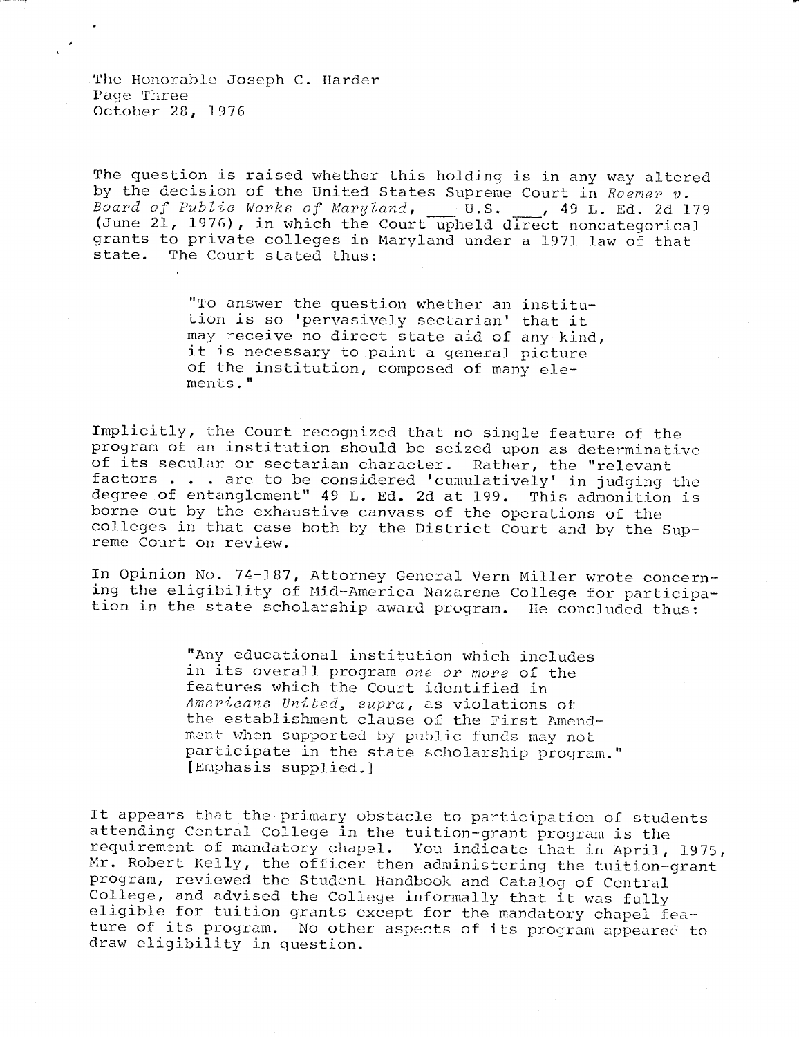The question is raised whether this holding is in any way altered by the decision of the United States Supreme Court in *Roemer v. Board of Public Works of Maryland*, ___ U.S. ___, 49 L. Ed. 2d 179 (June 21, 1976), in which the Court upheld direct noncategorical grants to private colleges in Maryland under a 1971 law of that state. The Court stated thus:

> "To answer the question whether an institution is so 'pervasively sectarian' that it may receive no direct state aid of any kind, it is necessary to paint a general picture of the institution, composed of many elements."

Implicitly, the Court recognized that no single feature of the program of an institution should be seized upon as determinative of its secular or sectarian character. Rather, the "relevant factors . . . are to be considered 'cumulatively' in judging the degree of entanglement" 49 L. Ed. 2d at 199. This admonition is borne out by the exhaustive canvass of the operations of the colleges in that case both by the District Court and by the Supreme Court on review.

In Opinion No. 74-187, Attorney General Vern Miller wrote concerning the eligibility of Mid-America Nazarene College for participation in the state scholarship award program. He concluded thus:

> "Any educational institution which includes in its overall program *one or more* of the features which the Court identified in *Americans United, supra*, as violations of the establishment clause of the First Amendment when supported by public funds may not participate in the state scholarship program." [Emphasis supplied.]

It appears that the primary obstacle to participation of students attending Central College in the tuition-grant program is the requirement of mandatory chapel. You indicate that in April, 1975, Mr. Robert Kelly, the officer then administering the tuition-grant program, reviewed the Student Handbook and Catalog of Central College, and advised the College informally that it was fully eligible for tuition grants except for the mandatory chapel feature of its program. No other aspects of its program appeared to draw eligibility in question.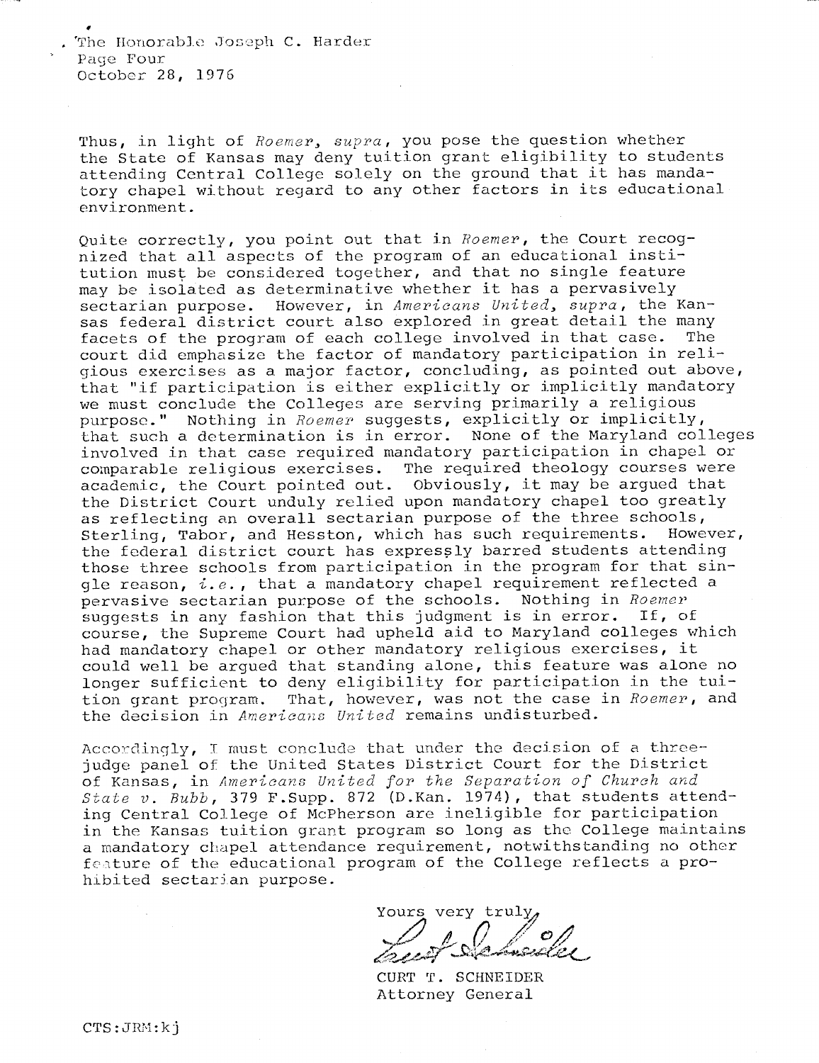Thus, in light of *Roemer, supra*, you pose the question whether the State of Kansas may deny tuition grant eligibility to students attending Central College solely on the ground that it has mandatory chapel without regard to any other factors in its educational environment.

Quite correctly, you point out that in *Roemer*, the Court recognized that all aspects of the program of an educational institution must be considered together, and that no single feature may be isolated as determinative whether it has a pervasively sectarian purpose. However, in *Americans United*, *supra*, the Kansas federal district court also explored in great detail the many facets of the program of each college involved in that case. The court did emphasize the factor of mandatory participation in religious exercises as a major factor, concluding, as pointed out above, that "if participation is either explicitly or implicitly mandatory we must conclude the Colleges are serving primarily a religious purpose." Nothing in *Roemer* suggests, explicitly or implicitly, that such a determination is in error. None of the Maryland colleges involved in that case required mandatory participation in chapel or comparable religious exercises. The required theology courses were academic, the Court pointed out. Obviously, it may be argued that the District Court unduly relied upon mandatory chapel too greatly as reflecting an overall sectarian purpose of the three schools, Sterling, Tabor, and Hesston, which has such requirements. However, the federal district court has expressly barred students attending those three schools from participation in the program for that single reason, *i.e.*, that a mandatory chapel requirement reflected a pervasive sectarian purpose of the schools. Nothing in *Roemer* suggests in any fashion that this judgment is in error. If, of course, the Supreme Court had upheld aid to Maryland colleges which had mandatory chapel or other mandatory religious exercises, it could well be argued that standing alone, this feature was alone no longer sufficient to deny eligibility for participation in the tuition grant program. That, however, was not the case in *Roemer*, and the decision in *Americans United* remains undisturbed.

Accordingly, I must conclude that under the decision of a three-judge panel of the United States District Court for the District of Kansas, in *Americans United for the Separation of Church and State v. Bubb*, 379 F.Supp. 872 (D.Kan. 1974), that students attending Central College of McPherson are ineligible for participation in the Kansas tuition grant program so long as the College maintains a mandatory chapel attendance requirement, notwithstanding no other feature of the educational program of the College reflects a prohibited sectarian purpose.

Yours very truly,

CURT T. SCHNEIDER
Attorney General

CTS:JRM:kj